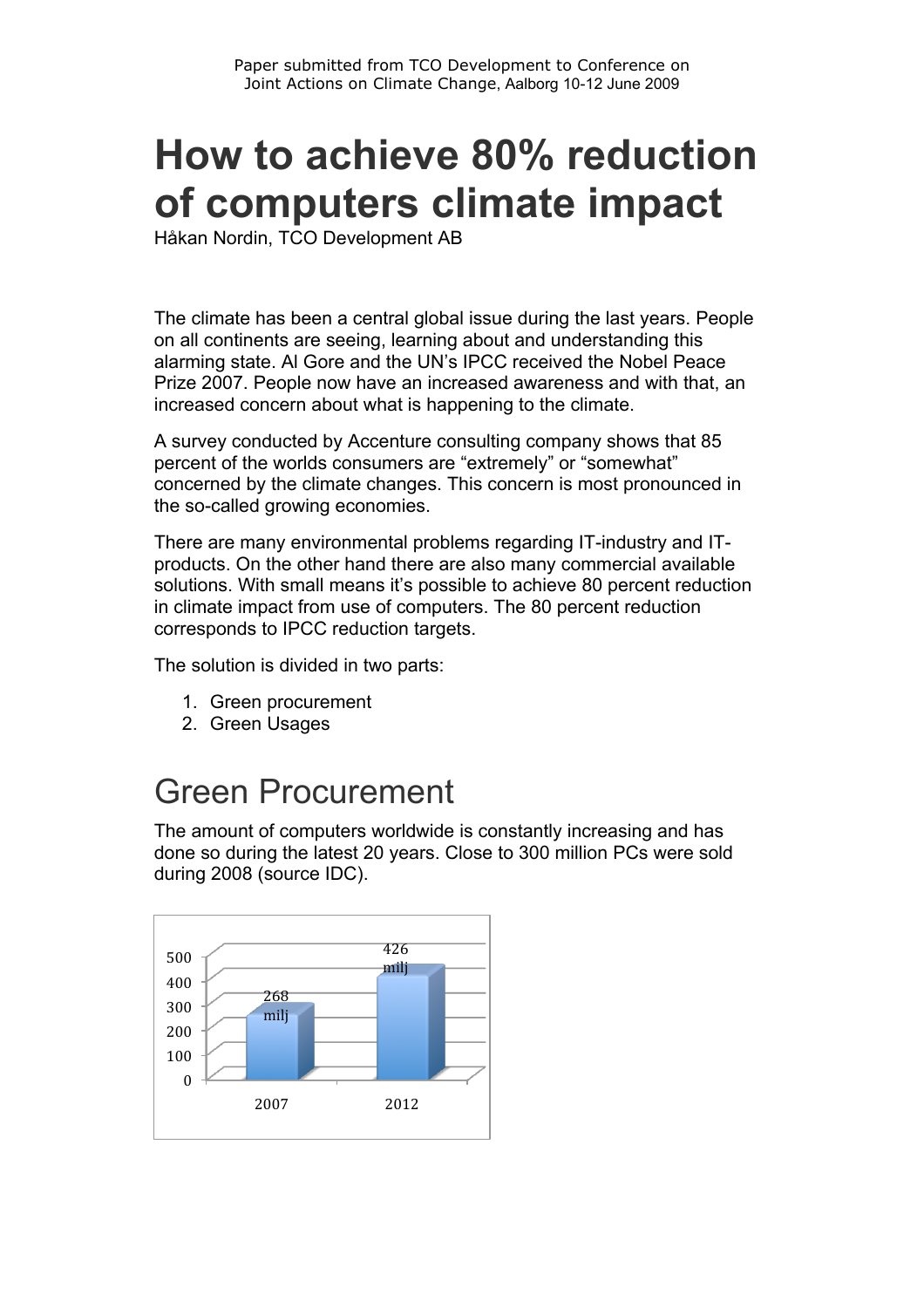Paper submitted from TCO Development to Conference on Joint Actions on Climate Change, Aalborg 10-12 June 2009

# How to achieve 80% reduction of computers climate impact

Håkan Nordin, TCO Development AB

The climate has been a central global issue during the last years. People on all continents are seeing, learning about and understanding this alarming state. Al Gore and the UN's IPCC received the Nobel Peace Prize 2007. People now have an increased awareness and with that, an increased concern about what is happening to the climate.

A survey conducted by Accenture consulting company shows that 85 percent of the worlds consumers are "extremely" or "somewhat" concerned by the climate changes. This concern is most pronounced in the so-called growing economies.

There are many environmental problems regarding IT-industry and IT-products. On the other hand there are also many commercial available solutions. With small means it's possible to achieve 80 percent reduction in climate impact from use of computers. The 80 percent reduction corresponds to IPCC reduction targets.

The solution is divided in two parts:

1. Green procurement
2. Green Usages

## Green Procurement

The amount of computers worldwide is constantly increasing and has done so during the latest 20 years. Close to 300 million PCs were sold during 2008 (source IDC).

| Year | Value |
|---|---|
| 2007 | 268 milj |
| 2012 | 426 milj |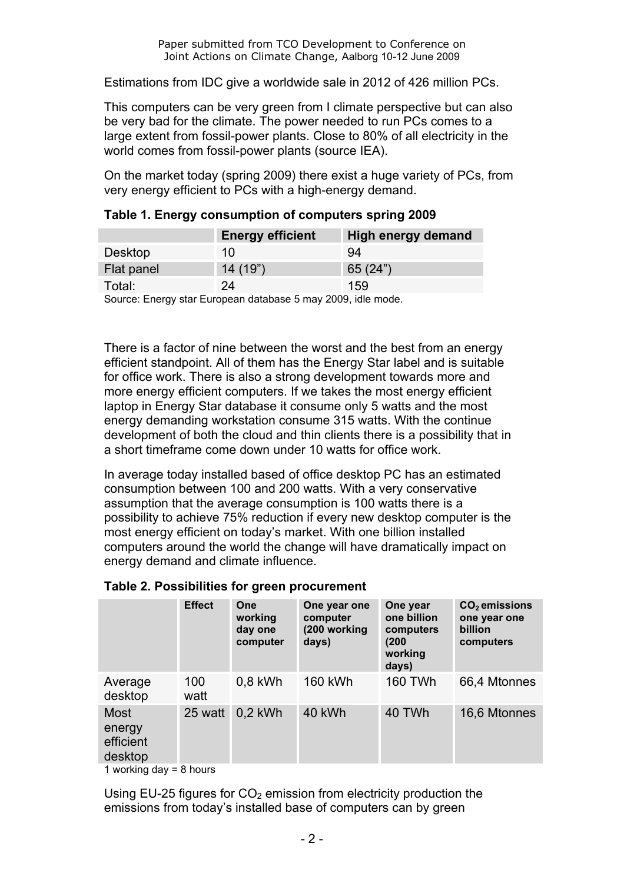Estimations from IDC give a worldwide sale in 2012 of 426 million PCs.

This computers can be very green from I climate perspective but can also be very bad for the climate. The power needed to run PCs comes to a large extent from fossil-power plants. Close to 80% of all electricity in the world comes from fossil-power plants (source IEA).

On the market today (spring 2009) there exist a huge variety of PCs, from very energy efficient to PCs with a high-energy demand.

**Table 1. Energy consumption of computers spring 2009**

| | Energy efficient | High energy demand |
|---|---|---|
| Desktop | 10 | 94 |
| Flat panel | 14 (19") | 65 (24") |
| Total: | 24 | 159 |

Source: Energy star European database 5 may 2009, idle mode.

There is a factor of nine between the worst and the best from an energy efficient standpoint. All of them has the Energy Star label and is suitable for office work. There is also a strong development towards more and more energy efficient computers. If we takes the most energy efficient laptop in Energy Star database it consume only 5 watts and the most energy demanding workstation consume 315 watts. With the continue development of both the cloud and thin clients there is a possibility that in a short timeframe come down under 10 watts for office work.

In average today installed based of office desktop PC has an estimated consumption between 100 and 200 watts. With a very conservative assumption that the average consumption is 100 watts there is a possibility to achieve 75% reduction if every new desktop computer is the most energy efficient on today's market. With one billion installed computers around the world the change will have dramatically impact on energy demand and climate influence.

**Table 2. Possibilities for green procurement**

| | Effect | One working day one computer | One year one computer (200 working days) | One year one billion computers (200 working days) | $CO_2$ emissions one year one billion computers |
|---|---|---|---|---|---|
| Average desktop | 100 watt | 0,8 kWh | 160 kWh | 160 TWh | 66,4 Mtonnes |
| Most energy efficient desktop | 25 watt | 0,2 kWh | 40 kWh | 40 TWh | 16,6 Mtonnes |

1 working day = 8 hours

Using EU-25 figures for $CO_2$ emission from electricity production the emissions from today's installed base of computers can by green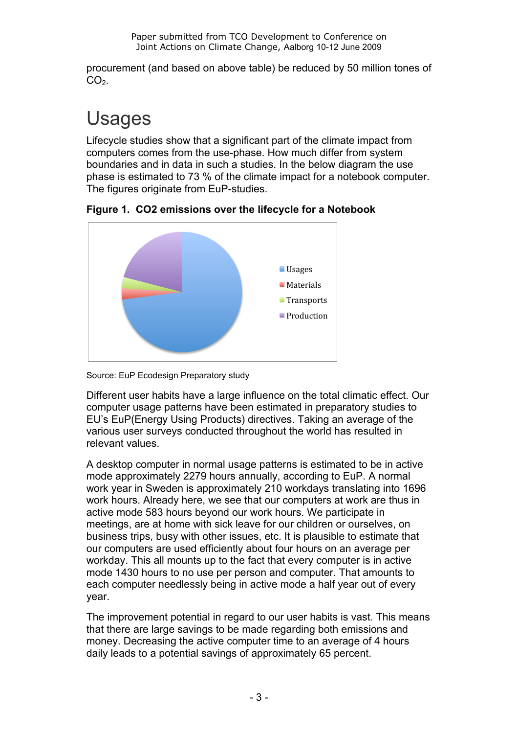procurement (and based on above table) be reduced by 50 million tones of $CO_2$.

# Usages

Lifecycle studies show that a significant part of the climate impact from computers comes from the use-phase. How much differ from system boundaries and in data in such a studies. In the below diagram the use phase is estimated to 73 % of the climate impact for a notebook computer. The figures originate from EuP-studies.

**Figure 1. CO2 emissions over the lifecycle for a Notebook**

Source: EuP Ecodesign Preparatory study

Different user habits have a large influence on the total climatic effect. Our computer usage patterns have been estimated in preparatory studies to EU's EuP(Energy Using Products) directives. Taking an average of the various user surveys conducted throughout the world has resulted in relevant values.

A desktop computer in normal usage patterns is estimated to be in active mode approximately 2279 hours annually, according to EuP. A normal work year in Sweden is approximately 210 workdays translating into 1696 work hours. Already here, we see that our computers at work are thus in active mode 583 hours beyond our work hours. We participate in meetings, are at home with sick leave for our children or ourselves, on business trips, busy with other issues, etc. It is plausible to estimate that our computers are used efficiently about four hours on an average per workday. This all mounts up to the fact that every computer is in active mode 1430 hours to no use per person and computer. That amounts to each computer needlessly being in active mode a half year out of every year.

The improvement potential in regard to our user habits is vast. This means that there are large savings to be made regarding both emissions and money. Decreasing the active computer time to an average of 4 hours daily leads to a potential savings of approximately 65 percent.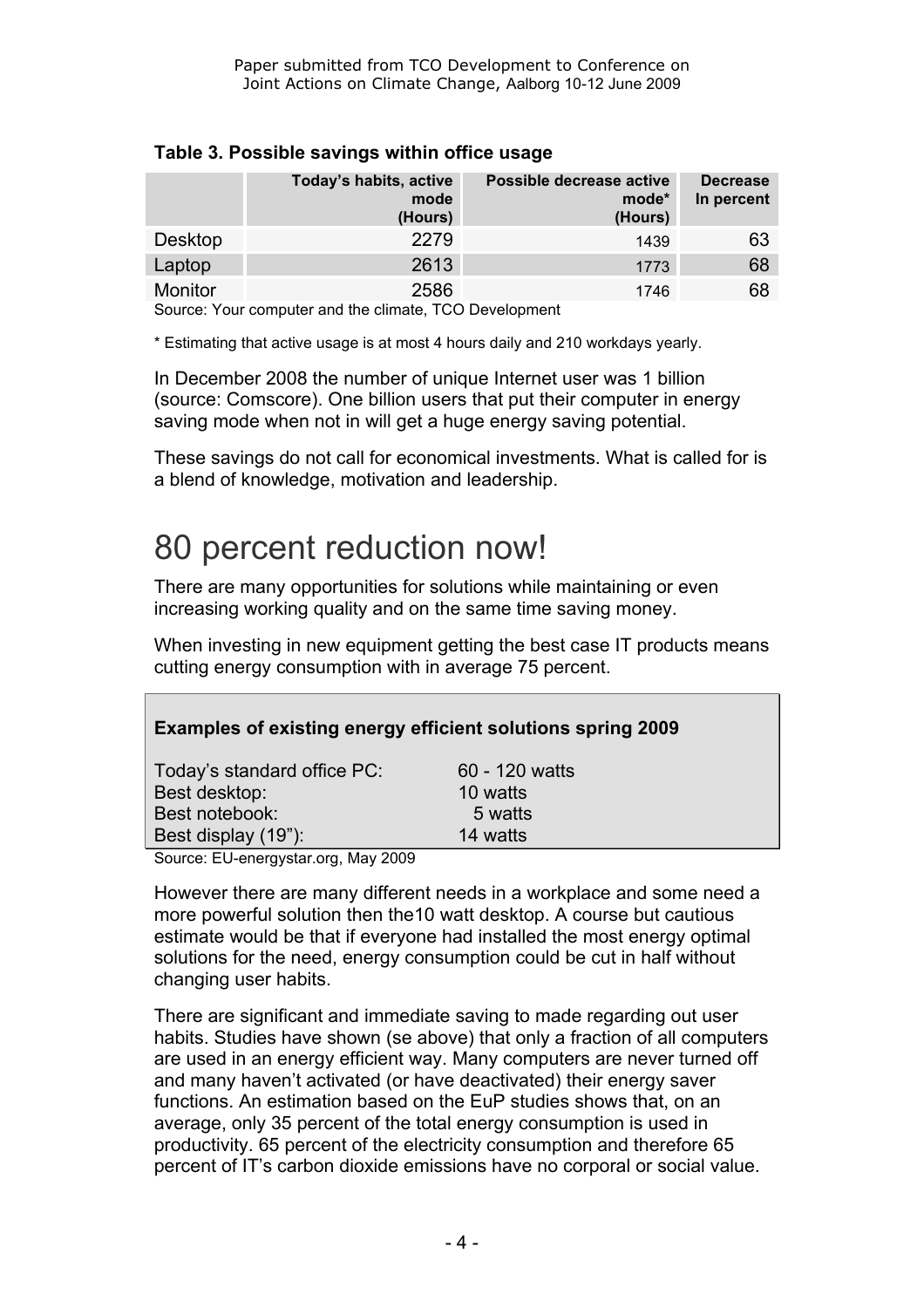**Table 3. Possible savings within office usage**

| | Today's habits, active mode (Hours) | Possible decrease active mode* (Hours) | Decrease In percent |
|---|---|---|---|
| Desktop | 2279 | 1439 | 63 |
| Laptop | 2613 | 1773 | 68 |
| Monitor | 2586 | 1746 | 68 |

Source: Your computer and the climate, TCO Development

* Estimating that active usage is at most 4 hours daily and 210 workdays yearly.

In December 2008 the number of unique Internet user was 1 billion (source: Comscore). One billion users that put their computer in energy saving mode when not in will get a huge energy saving potential.

These savings do not call for economical investments. What is called for is a blend of knowledge, motivation and leadership.

# 80 percent reduction now!

There are many opportunities for solutions while maintaining or even increasing working quality and on the same time saving money.

When investing in new equipment getting the best case IT products means cutting energy consumption with in average 75 percent.

**Examples of existing energy efficient solutions spring 2009**

| | |
|---|---|
| Today's standard office PC: | 60 - 120 watts |
| Best desktop: | 10 watts |
| Best notebook: | 5 watts |
| Best display (19"): | 14 watts |

Source: EU-energystar.org, May 2009

However there are many different needs in a workplace and some need a more powerful solution then the10 watt desktop. A course but cautious estimate would be that if everyone had installed the most energy optimal solutions for the need, energy consumption could be cut in half without changing user habits.

There are significant and immediate saving to made regarding out user habits. Studies have shown (se above) that only a fraction of all computers are used in an energy efficient way. Many computers are never turned off and many haven't activated (or have deactivated) their energy saver functions. An estimation based on the EuP studies shows that, on an average, only 35 percent of the total energy consumption is used in productivity. 65 percent of the electricity consumption and therefore 65 percent of IT's carbon dioxide emissions have no corporal or social value.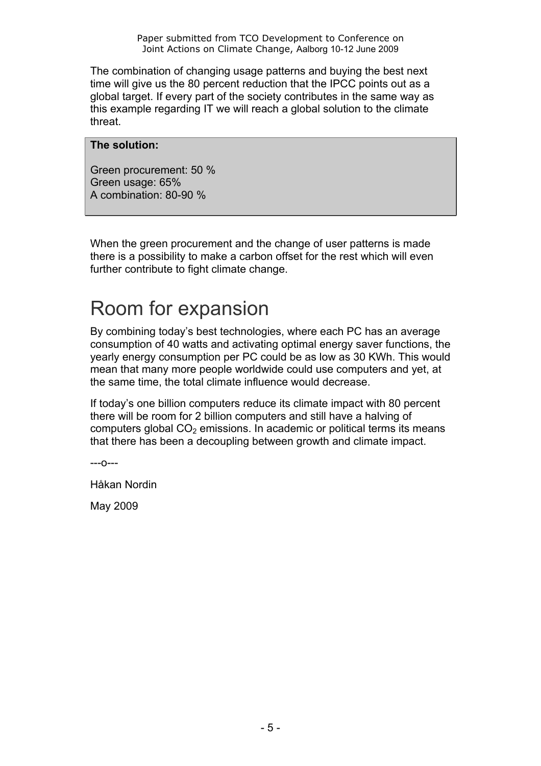The combination of changing usage patterns and buying the best next time will give us the 80 percent reduction that the IPCC points out as a global target. If every part of the society contributes in the same way as this example regarding IT we will reach a global solution to the climate threat.

**The solution:**

Green procurement: 50 %
Green usage: 65%
A combination: 80-90 %

When the green procurement and the change of user patterns is made there is a possibility to make a carbon offset for the rest which will even further contribute to fight climate change.

# Room for expansion

By combining today's best technologies, where each PC has an average consumption of 40 watts and activating optimal energy saver functions, the yearly energy consumption per PC could be as low as 30 KWh. This would mean that many more people worldwide could use computers and yet, at the same time, the total climate influence would decrease.

If today's one billion computers reduce its climate impact with 80 percent there will be room for 2 billion computers and still have a halving of computers global $CO_2$ emissions. In academic or political terms its means that there has been a decoupling between growth and climate impact.

---o---

Håkan Nordin

May 2009